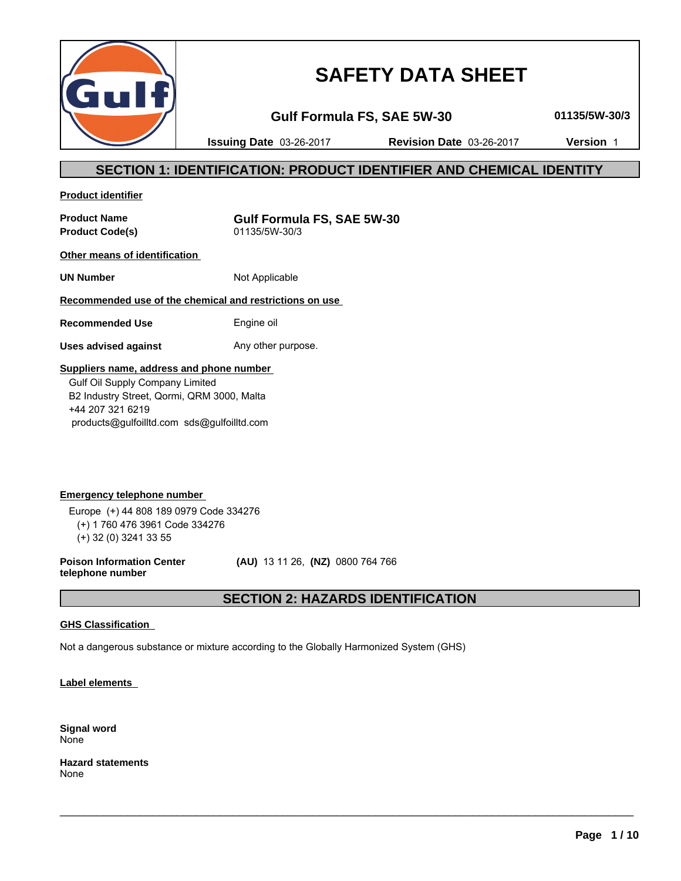# SAFETY DATA SHEET

**Gulf Formula FS, SAE 5W-30** **01135/5W-30/3**

**Issuing Date** 03-26-2017 **Revision Date** 03-26-2017 **Version** 1

## SECTION 1: IDENTIFICATION: PRODUCT IDENTIFIER AND CHEMICAL IDENTITY

**Product identifier**

| | |
|---|---|
| **Product Name** | **Gulf Formula FS, SAE 5W-30** |
| **Product Code(s)** | 01135/5W-30/3 |

**Other means of identification**

| | |
|---|---|
| **UN Number** | Not Applicable |

**Recommended use of the chemical and restrictions on use**

| | |
|---|---|
| **Recommended Use** | Engine oil |
| **Uses advised against** | Any other purpose. |

**Suppliers name, address and phone number**

Gulf Oil Supply Company Limited
B2 Industry Street, Qormi, QRM 3000, Malta
+44 207 321 6219
products@gulfoilltd.com sds@gulfoilltd.com

**Emergency telephone number**

Europe (+) 44 808 189 0979 Code 334276
(+) 1 760 476 3961 Code 334276
(+) 32 (0) 3241 33 55

**Poison Information Center telephone number** **(AU)** 13 11 26, **(NZ)** 0800 764 766

## SECTION 2: HAZARDS IDENTIFICATION

**GHS Classification**

Not a dangerous substance or mixture according to the Globally Harmonized System (GHS)

**Label elements**

**Signal word**
None

**Hazard statements**
None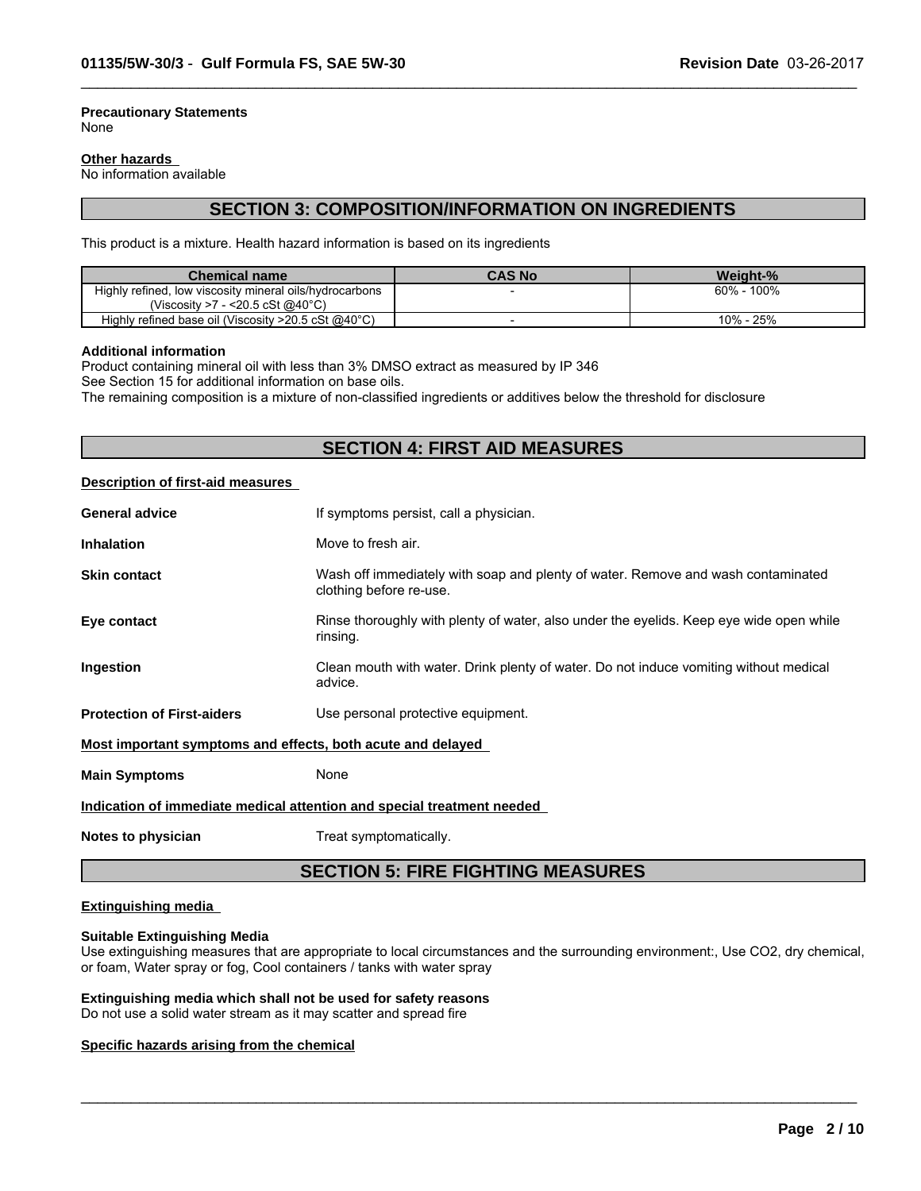**Precautionary Statements**
None

**Other hazards**
No information available

## SECTION 3: COMPOSITION/INFORMATION ON INGREDIENTS

This product is a mixture. Health hazard information is based on its ingredients

| Chemical name | CAS No | Weight-% |
|---|---|---|
| Highly refined, low viscosity mineral oils/hydrocarbons (Viscosity >7 - <20.5 cSt @40°C) | - | 60% - 100% |
| Highly refined base oil (Viscosity >20.5 cSt @40°C) | - | 10% - 25% |

**Additional information**
Product containing mineral oil with less than 3% DMSO extract as measured by IP 346
See Section 15 for additional information on base oils.
The remaining composition is a mixture of non-classified ingredients or additives below the threshold for disclosure

## SECTION 4: FIRST AID MEASURES

**Description of first-aid measures**

**General advice** If symptoms persist, call a physician.

**Inhalation** Move to fresh air.

**Skin contact** Wash off immediately with soap and plenty of water. Remove and wash contaminated clothing before re-use.

**Eye contact** Rinse thoroughly with plenty of water, also under the eyelids. Keep eye wide open while rinsing.

**Ingestion** Clean mouth with water. Drink plenty of water. Do not induce vomiting without medical advice.

**Protection of First-aiders** Use personal protective equipment.

**Most important symptoms and effects, both acute and delayed**

**Main Symptoms** None

**Indication of immediate medical attention and special treatment needed**

**Notes to physician** Treat symptomatically.

## SECTION 5: FIRE FIGHTING MEASURES

**Extinguishing media**

**Suitable Extinguishing Media**
Use extinguishing measures that are appropriate to local circumstances and the surrounding environment:, Use $CO_2$, dry chemical, or foam, Water spray or fog, Cool containers / tanks with water spray

**Extinguishing media which shall not be used for safety reasons**
Do not use a solid water stream as it may scatter and spread fire

**Specific hazards arising from the chemical**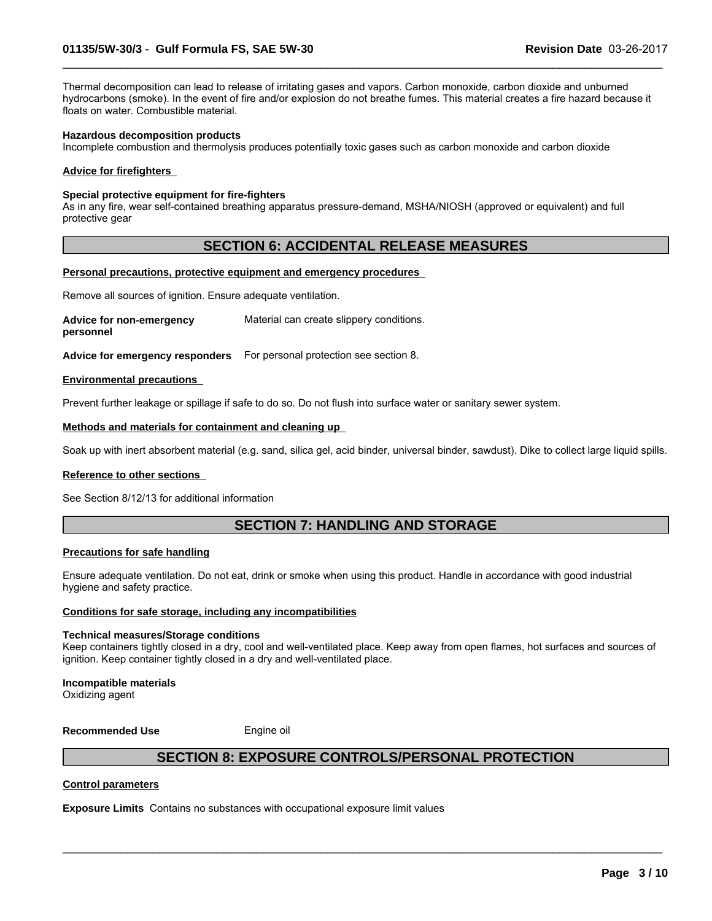Thermal decomposition can lead to release of irritating gases and vapors. Carbon monoxide, carbon dioxide and unburned hydrocarbons (smoke). In the event of fire and/or explosion do not breathe fumes. This material creates a fire hazard because it floats on water. Combustible material.

**Hazardous decomposition products**
Incomplete combustion and thermolysis produces potentially toxic gases such as carbon monoxide and carbon dioxide

**Advice for firefighters**

**Special protective equipment for fire-fighters**
As in any fire, wear self-contained breathing apparatus pressure-demand, MSHA/NIOSH (approved or equivalent) and full protective gear

## SECTION 6: ACCIDENTAL RELEASE MEASURES

**Personal precautions, protective equipment and emergency procedures**

Remove all sources of ignition. Ensure adequate ventilation.

**Advice for non-emergency personnel** Material can create slippery conditions.

**Advice for emergency responders** For personal protection see section 8.

**Environmental precautions**

Prevent further leakage or spillage if safe to do so. Do not flush into surface water or sanitary sewer system.

**Methods and materials for containment and cleaning up**

Soak up with inert absorbent material (e.g. sand, silica gel, acid binder, universal binder, sawdust). Dike to collect large liquid spills.

**Reference to other sections**

See Section 8/12/13 for additional information

## SECTION 7: HANDLING AND STORAGE

**Precautions for safe handling**

Ensure adequate ventilation. Do not eat, drink or smoke when using this product. Handle in accordance with good industrial hygiene and safety practice.

**Conditions for safe storage, including any incompatibilities**

**Technical measures/Storage conditions**
Keep containers tightly closed in a dry, cool and well-ventilated place. Keep away from open flames, hot surfaces and sources of ignition. Keep container tightly closed in a dry and well-ventilated place.

**Incompatible materials**
Oxidizing agent

**Recommended Use** Engine oil

## SECTION 8: EXPOSURE CONTROLS/PERSONAL PROTECTION

**Control parameters**

**Exposure Limits** Contains no substances with occupational exposure limit values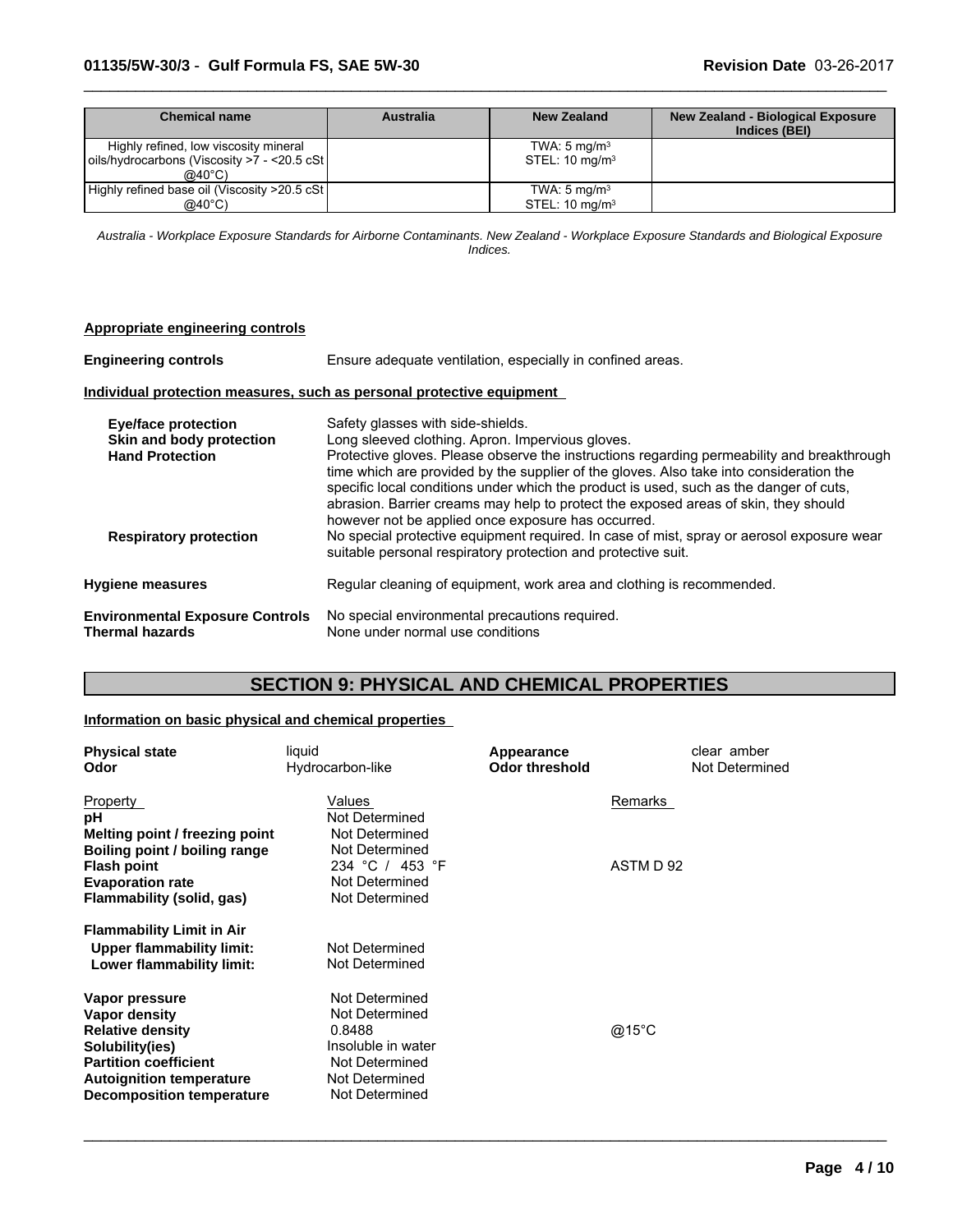| Chemical name | Australia | New Zealand | New Zealand - Biological Exposure Indices (BEI) |
|---|---|---|---|
| Highly refined, low viscosity mineral oils/hydrocarbons (Viscosity >7 - <20.5 cSt @40°C) | | TWA: 5 mg/m³<br>STEL: 10 mg/m³ | |
| Highly refined base oil (Viscosity >20.5 cSt @40°C) | | TWA: 5 mg/m³<br>STEL: 10 mg/m³ | |

*Australia - Workplace Exposure Standards for Airborne Contaminants. New Zealand - Workplace Exposure Standards and Biological Exposure Indices.*

**Appropriate engineering controls**

**Engineering controls** Ensure adequate ventilation, especially in confined areas.

**Individual protection measures, such as personal protective equipment**

**Eye/face protection** Safety glasses with side-shields.

**Skin and body protection** Long sleeved clothing. Apron. Impervious gloves.

**Hand Protection** Protective gloves. Please observe the instructions regarding permeability and breakthrough time which are provided by the supplier of the gloves. Also take into consideration the specific local conditions under which the product is used, such as the danger of cuts, abrasion. Barrier creams may help to protect the exposed areas of skin, they should however not be applied once exposure has occurred.

**Respiratory protection** No special protective equipment required. In case of mist, spray or aerosol exposure wear suitable personal respiratory protection and protective suit.

**Hygiene measures** Regular cleaning of equipment, work area and clothing is recommended.

**Environmental Exposure Controls** No special environmental precautions required.

**Thermal hazards** None under normal use conditions

## SECTION 9: PHYSICAL AND CHEMICAL PROPERTIES

**Information on basic physical and chemical properties**

| | | | |
|---|---|---|---|
| **Physical state** | liquid | **Appearance** | clear amber |
| **Odor** | Hydrocarbon-like | **Odor threshold** | Not Determined |

| Property | Values | Remarks |
|---|---|---|
| **pH** | Not Determined | |
| **Melting point / freezing point** | Not Determined | |
| **Boiling point / boiling range** | Not Determined | |
| **Flash point** | 234 °C / 453 °F | ASTM D 92 |
| **Evaporation rate** | Not Determined | |
| **Flammability (solid, gas)** | Not Determined | |
| **Flammability Limit in Air** | | |
| **Upper flammability limit:** | Not Determined | |
| **Lower flammability limit:** | Not Determined | |
| **Vapor pressure** | Not Determined | |
| **Vapor density** | Not Determined | |
| **Relative density** | 0.8488 | @15°C |
| **Solubility(ies)** | Insoluble in water | |
| **Partition coefficient** | Not Determined | |
| **Autoignition temperature** | Not Determined | |
| **Decomposition temperature** | Not Determined | |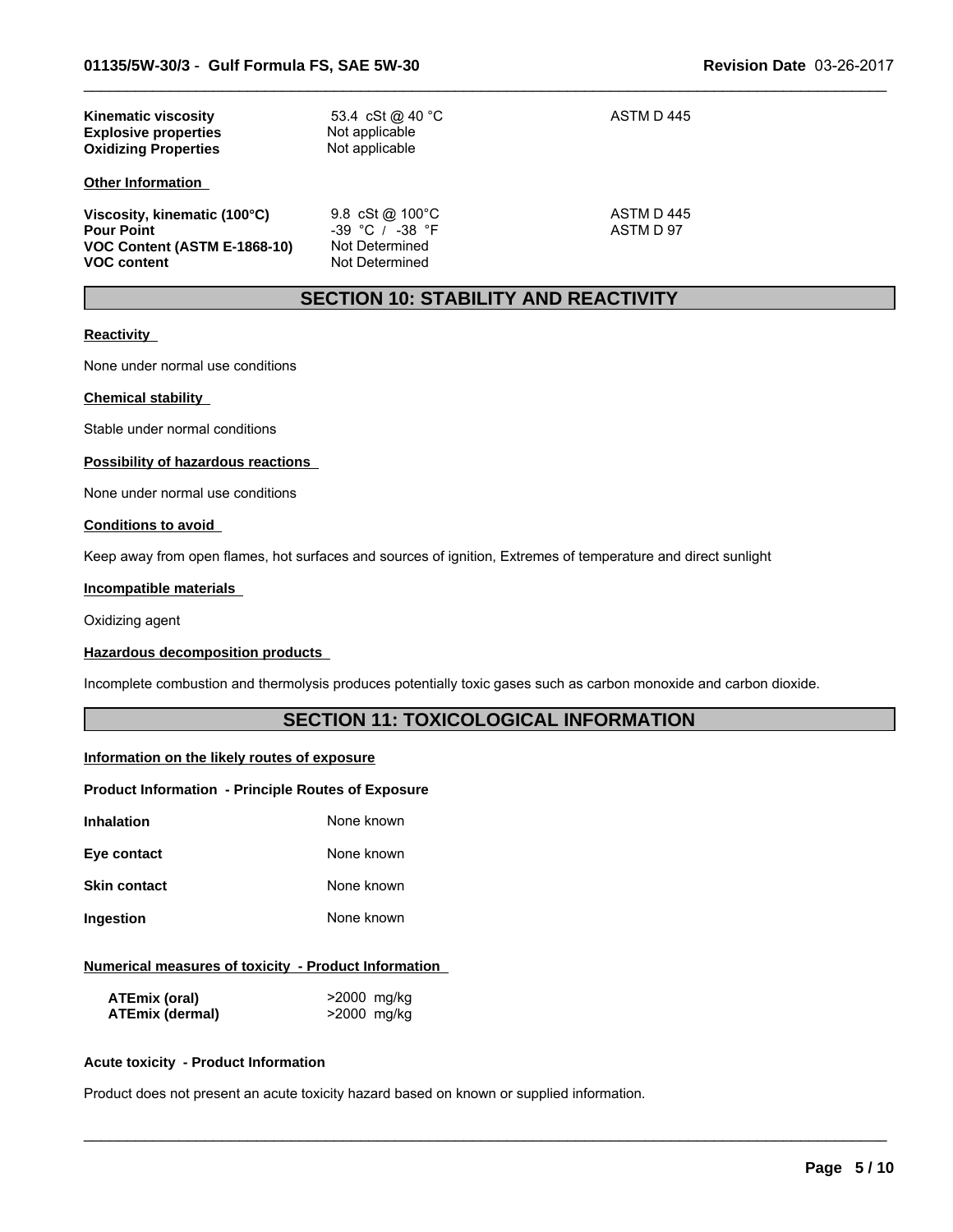| | | |
|---|---|---|
| **Kinematic viscosity** | 53.4 cSt @ 40 °C | ASTM D 445 |
| **Explosive properties** | Not applicable | |
| **Oxidizing Properties** | Not applicable | |

**Other Information**

| | | |
|---|---|---|
| **Viscosity, kinematic (100°C)** | 9.8 cSt @ 100°C | ASTM D 445 |
| **Pour Point** | -39 °C / -38 °F | ASTM D 97 |
| **VOC Content (ASTM E-1868-10)** | Not Determined | |
| **VOC content** | Not Determined | |

## SECTION 10: STABILITY AND REACTIVITY

**Reactivity**

None under normal use conditions

**Chemical stability**

Stable under normal conditions

**Possibility of hazardous reactions**

None under normal use conditions

**Conditions to avoid**

Keep away from open flames, hot surfaces and sources of ignition, Extremes of temperature and direct sunlight

**Incompatible materials**

Oxidizing agent

**Hazardous decomposition products**

Incomplete combustion and thermolysis produces potentially toxic gases such as carbon monoxide and carbon dioxide.

## SECTION 11: TOXICOLOGICAL INFORMATION

**Information on the likely routes of exposure**

**Product Information - Principle Routes of Exposure**

| | |
|---|---|
| **Inhalation** | None known |
| **Eye contact** | None known |
| **Skin contact** | None known |
| **Ingestion** | None known |

**Numerical measures of toxicity - Product Information**

| | |
|---|---|
| **ATEmix (oral)** | >2000 mg/kg |
| **ATEmix (dermal)** | >2000 mg/kg |

**Acute toxicity - Product Information**

Product does not present an acute toxicity hazard based on known or supplied information.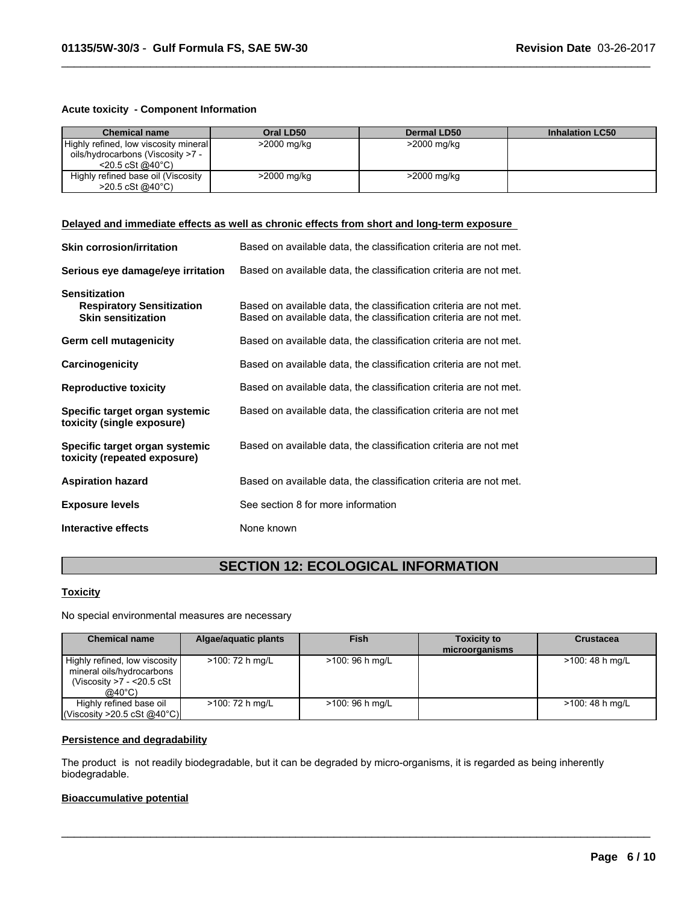### Acute toxicity - Component Information

| Chemical name | Oral LD50 | Dermal LD50 | Inhalation LC50 |
|---|---|---|---|
| Highly refined, low viscosity mineral oils/hydrocarbons (Viscosity >7 - <20.5 cSt @40°C) | >2000 mg/kg | >2000 mg/kg | |
| Highly refined base oil (Viscosity >20.5 cSt @40°C) | >2000 mg/kg | >2000 mg/kg | |

### Delayed and immediate effects as well as chronic effects from short and long-term exposure

**Skin corrosion/irritation** Based on available data, the classification criteria are not met.

**Serious eye damage/eye irritation** Based on available data, the classification criteria are not met.

**Sensitization**
**Respiratory Sensitization** Based on available data, the classification criteria are not met.
**Skin sensitization** Based on available data, the classification criteria are not met.

**Germ cell mutagenicity** Based on available data, the classification criteria are not met.

**Carcinogenicity** Based on available data, the classification criteria are not met.

**Reproductive toxicity** Based on available data, the classification criteria are not met.

**Specific target organ systemic toxicity (single exposure)** Based on available data, the classification criteria are not met

**Specific target organ systemic toxicity (repeated exposure)** Based on available data, the classification criteria are not met

**Aspiration hazard** Based on available data, the classification criteria are not met.

**Exposure levels** See section 8 for more information

**Interactive effects** None known

## SECTION 12: ECOLOGICAL INFORMATION

### Toxicity

No special environmental measures are necessary

| Chemical name | Algae/aquatic plants | Fish | Toxicity to microorganisms | Crustacea |
|---|---|---|---|---|
| Highly refined, low viscosity mineral oils/hydrocarbons (Viscosity >7 - <20.5 cSt @40°C) | >100: 72 h mg/L | >100: 96 h mg/L | | >100: 48 h mg/L |
| Highly refined base oil (Viscosity >20.5 cSt @40°C) | >100: 72 h mg/L | >100: 96 h mg/L | | >100: 48 h mg/L |

### Persistence and degradability

The product is not readily biodegradable, but it can be degraded by micro-organisms, it is regarded as being inherently biodegradable.

### Bioaccumulative potential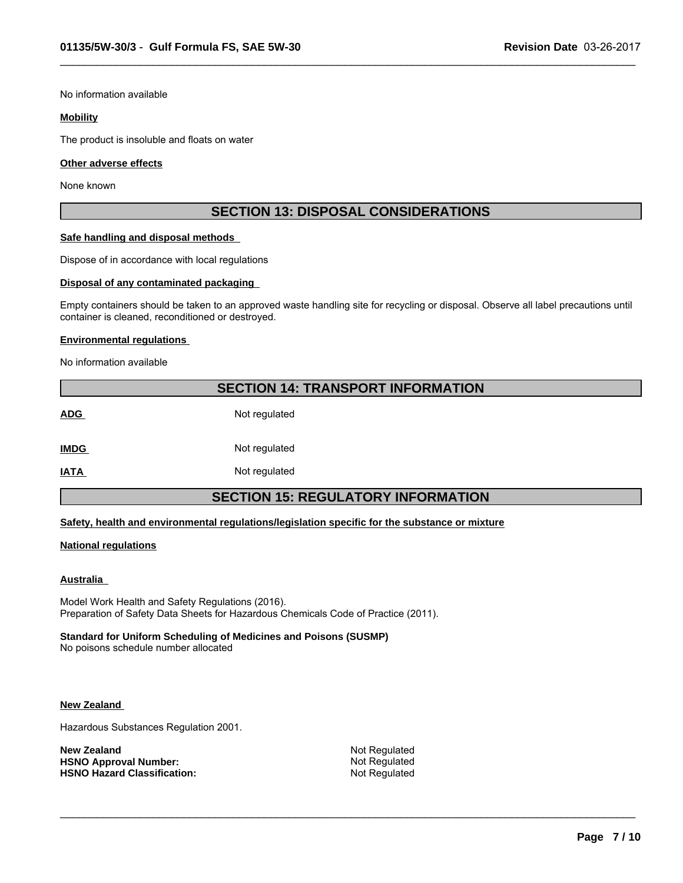No information available

**Mobility**

The product is insoluble and floats on water

**Other adverse effects**

None known

## SECTION 13: DISPOSAL CONSIDERATIONS

**Safe handling and disposal methods**

Dispose of in accordance with local regulations

**Disposal of any contaminated packaging**

Empty containers should be taken to an approved waste handling site for recycling or disposal. Observe all label precautions until container is cleaned, reconditioned or destroyed.

**Environmental regulations**

No information available

## SECTION 14: TRANSPORT INFORMATION

| | |
|---|---|
| **ADG** | Not regulated |
| **IMDG** | Not regulated |
| **IATA** | Not regulated |

## SECTION 15: REGULATORY INFORMATION

**Safety, health and environmental regulations/legislation specific for the substance or mixture**

**National regulations**

**Australia**

Model Work Health and Safety Regulations (2016).
Preparation of Safety Data Sheets for Hazardous Chemicals Code of Practice (2011).

**Standard for Uniform Scheduling of Medicines and Poisons (SUSMP)**
No poisons schedule number allocated

**New Zealand**

Hazardous Substances Regulation 2001.

| | |
|---|---|
| **New Zealand** | Not Regulated |
| **HSNO Approval Number:** | Not Regulated |
| **HSNO Hazard Classification:** | Not Regulated |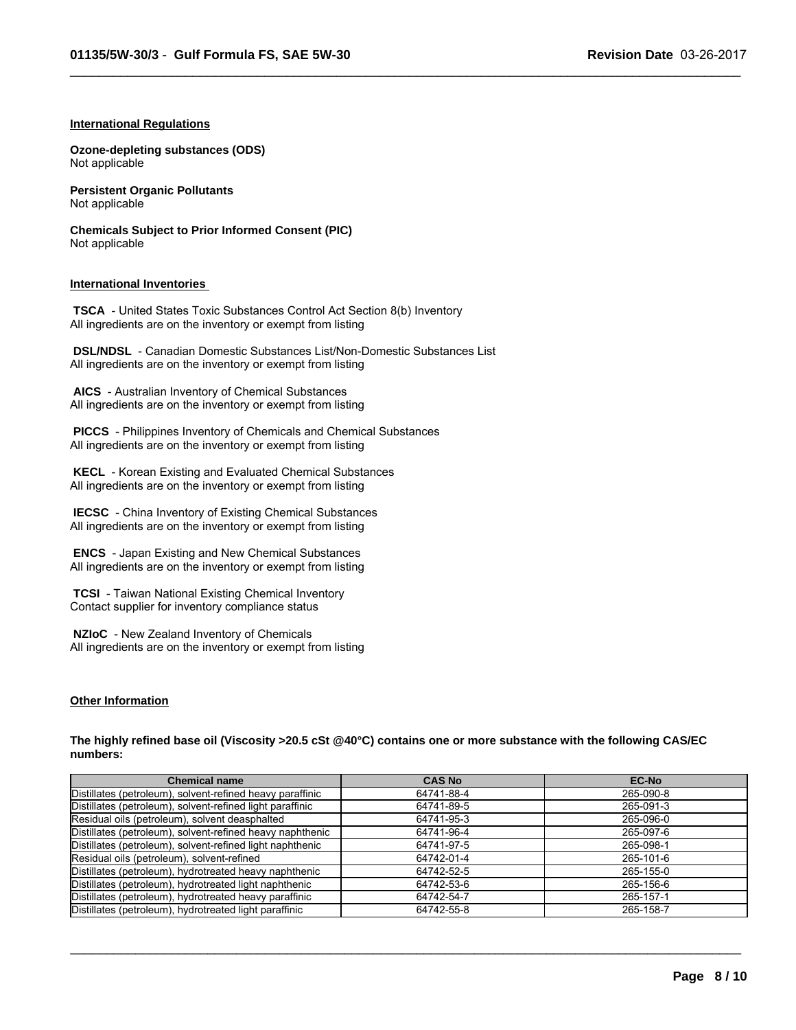### International Regulations

**Ozone-depleting substances (ODS)**
Not applicable

**Persistent Organic Pollutants**
Not applicable

**Chemicals Subject to Prior Informed Consent (PIC)**
Not applicable

### International Inventories

**TSCA** - United States Toxic Substances Control Act Section 8(b) Inventory
All ingredients are on the inventory or exempt from listing

**DSL/NDSL** - Canadian Domestic Substances List/Non-Domestic Substances List
All ingredients are on the inventory or exempt from listing

**AICS** - Australian Inventory of Chemical Substances
All ingredients are on the inventory or exempt from listing

**PICCS** - Philippines Inventory of Chemicals and Chemical Substances
All ingredients are on the inventory or exempt from listing

**KECL** - Korean Existing and Evaluated Chemical Substances
All ingredients are on the inventory or exempt from listing

**IECSC** - China Inventory of Existing Chemical Substances
All ingredients are on the inventory or exempt from listing

**ENCS** - Japan Existing and New Chemical Substances
All ingredients are on the inventory or exempt from listing

**TCSI** - Taiwan National Existing Chemical Inventory
Contact supplier for inventory compliance status

**NZIoC** - New Zealand Inventory of Chemicals
All ingredients are on the inventory or exempt from listing

### Other Information

**The highly refined base oil (Viscosity >20.5 cSt @40°C) contains one or more substance with the following CAS/EC numbers:**

| Chemical name | CAS No | EC-No |
|---|---|---|
| Distillates (petroleum), solvent-refined heavy paraffinic | 64741-88-4 | 265-090-8 |
| Distillates (petroleum), solvent-refined light paraffinic | 64741-89-5 | 265-091-3 |
| Residual oils (petroleum), solvent deasphalted | 64741-95-3 | 265-096-0 |
| Distillates (petroleum), solvent-refined heavy naphthenic | 64741-96-4 | 265-097-6 |
| Distillates (petroleum), solvent-refined light naphthenic | 64741-97-5 | 265-098-1 |
| Residual oils (petroleum), solvent-refined | 64742-01-4 | 265-101-6 |
| Distillates (petroleum), hydrotreated heavy naphthenic | 64742-52-5 | 265-155-0 |
| Distillates (petroleum), hydrotreated light naphthenic | 64742-53-6 | 265-156-6 |
| Distillates (petroleum), hydrotreated heavy paraffinic | 64742-54-7 | 265-157-1 |
| Distillates (petroleum), hydrotreated light paraffinic | 64742-55-8 | 265-158-7 |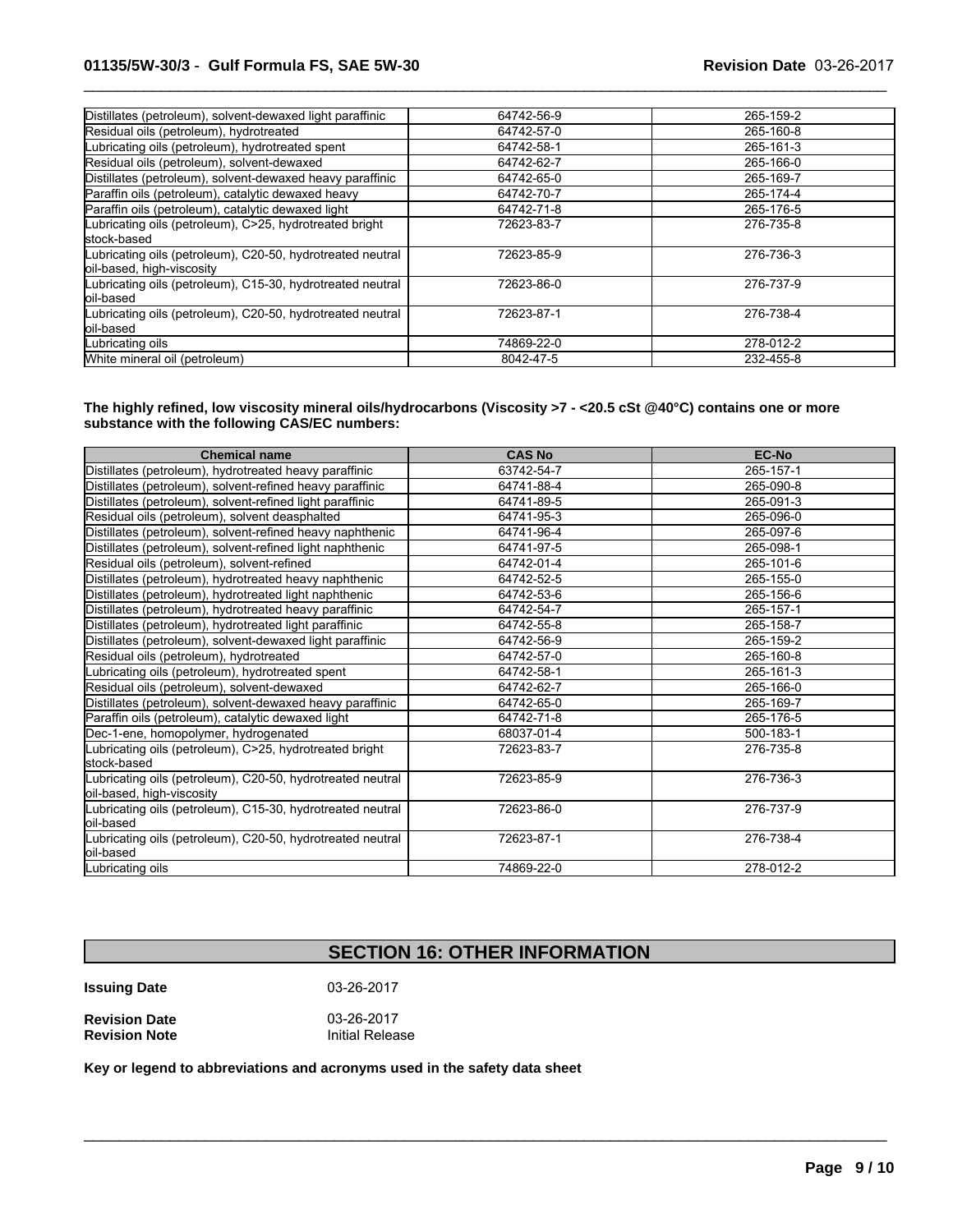| | | |
|---|---|---|
| Distillates (petroleum), solvent-dewaxed light paraffinic | 64742-56-9 | 265-159-2 |
| Residual oils (petroleum), hydrotreated | 64742-57-0 | 265-160-8 |
| Lubricating oils (petroleum), hydrotreated spent | 64742-58-1 | 265-161-3 |
| Residual oils (petroleum), solvent-dewaxed | 64742-62-7 | 265-166-0 |
| Distillates (petroleum), solvent-dewaxed heavy paraffinic | 64742-65-0 | 265-169-7 |
| Paraffin oils (petroleum), catalytic dewaxed heavy | 64742-70-7 | 265-174-4 |
| Paraffin oils (petroleum), catalytic dewaxed light | 64742-71-8 | 265-176-5 |
| Lubricating oils (petroleum), C>25, hydrotreated bright stock-based | 72623-83-7 | 276-735-8 |
| Lubricating oils (petroleum), C20-50, hydrotreated neutral oil-based, high-viscosity | 72623-85-9 | 276-736-3 |
| Lubricating oils (petroleum), C15-30, hydrotreated neutral oil-based | 72623-86-0 | 276-737-9 |
| Lubricating oils (petroleum), C20-50, hydrotreated neutral oil-based | 72623-87-1 | 276-738-4 |
| Lubricating oils | 74869-22-0 | 278-012-2 |
| White mineral oil (petroleum) | 8042-47-5 | 232-455-8 |

**The highly refined, low viscosity mineral oils/hydrocarbons (Viscosity >7 - <20.5 cSt @40°C) contains one or more substance with the following CAS/EC numbers:**

| Chemical name | CAS No | EC-No |
|---|---|---|
| Distillates (petroleum), hydrotreated heavy paraffinic | 63742-54-7 | 265-157-1 |
| Distillates (petroleum), solvent-refined heavy paraffinic | 64741-88-4 | 265-090-8 |
| Distillates (petroleum), solvent-refined light paraffinic | 64741-89-5 | 265-091-3 |
| Residual oils (petroleum), solvent deasphalted | 64741-95-3 | 265-096-0 |
| Distillates (petroleum), solvent-refined heavy naphthenic | 64741-96-4 | 265-097-6 |
| Distillates (petroleum), solvent-refined light naphthenic | 64741-97-5 | 265-098-1 |
| Residual oils (petroleum), solvent-refined | 64742-01-4 | 265-101-6 |
| Distillates (petroleum), hydrotreated heavy naphthenic | 64742-52-5 | 265-155-0 |
| Distillates (petroleum), hydrotreated light naphthenic | 64742-53-6 | 265-156-6 |
| Distillates (petroleum), hydrotreated heavy paraffinic | 64742-54-7 | 265-157-1 |
| Distillates (petroleum), hydrotreated light paraffinic | 64742-55-8 | 265-158-7 |
| Distillates (petroleum), solvent-dewaxed light paraffinic | 64742-56-9 | 265-159-2 |
| Residual oils (petroleum), hydrotreated | 64742-57-0 | 265-160-8 |
| Lubricating oils (petroleum), hydrotreated spent | 64742-58-1 | 265-161-3 |
| Residual oils (petroleum), solvent-dewaxed | 64742-62-7 | 265-166-0 |
| Distillates (petroleum), solvent-dewaxed heavy paraffinic | 64742-65-0 | 265-169-7 |
| Paraffin oils (petroleum), catalytic dewaxed light | 64742-71-8 | 265-176-5 |
| Dec-1-ene, homopolymer, hydrogenated | 68037-01-4 | 500-183-1 |
| Lubricating oils (petroleum), C>25, hydrotreated bright stock-based | 72623-83-7 | 276-735-8 |
| Lubricating oils (petroleum), C20-50, hydrotreated neutral oil-based, high-viscosity | 72623-85-9 | 276-736-3 |
| Lubricating oils (petroleum), C15-30, hydrotreated neutral oil-based | 72623-86-0 | 276-737-9 |
| Lubricating oils (petroleum), C20-50, hydrotreated neutral oil-based | 72623-87-1 | 276-738-4 |
| Lubricating oils | 74869-22-0 | 278-012-2 |

## SECTION 16: OTHER INFORMATION

**Issuing Date** 03-26-2017

**Revision Date** 03-26-2017
**Revision Note** Initial Release

**Key or legend to abbreviations and acronyms used in the safety data sheet**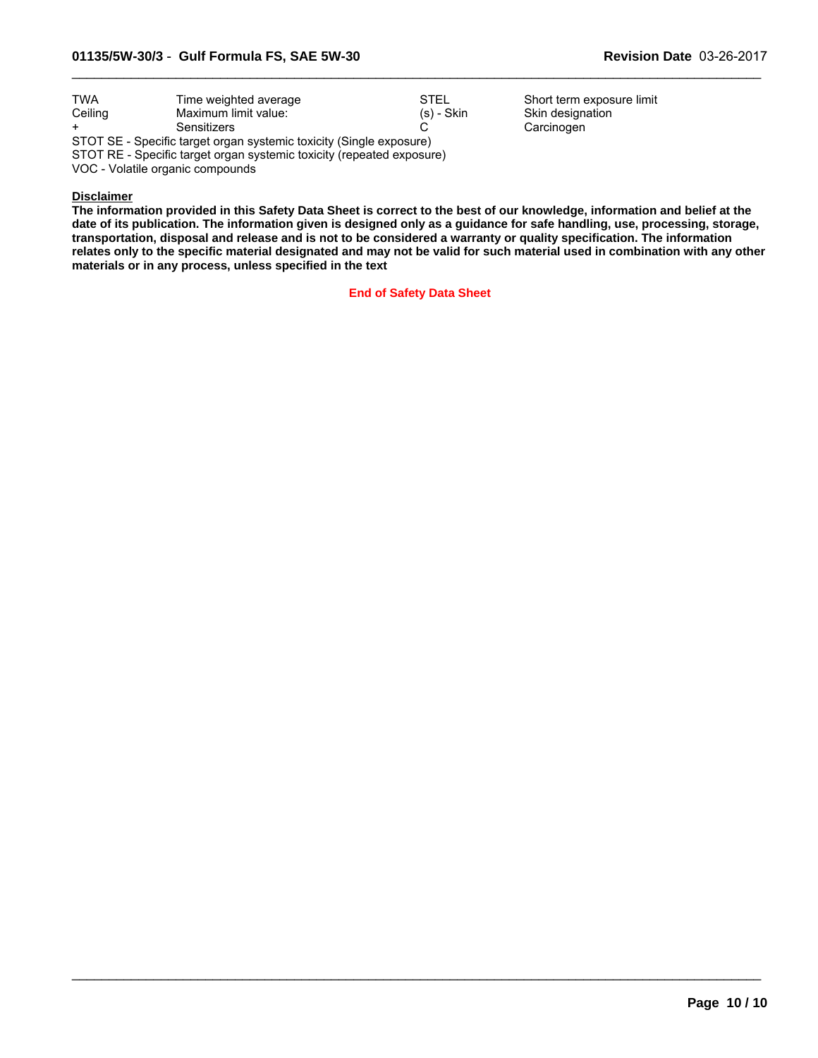| | | | |
|---|---|---|---|
| TWA | Time weighted average | STEL | Short term exposure limit |
| Ceiling | Maximum limit value: | (s) - Skin | Skin designation |
| + | Sensitizers | C | Carcinogen |

STOT SE - Specific target organ systemic toxicity (Single exposure)
STOT RE - Specific target organ systemic toxicity (repeated exposure)
VOC - Volatile organic compounds

**Disclaimer**

**The information provided in this Safety Data Sheet is correct to the best of our knowledge, information and belief at the date of its publication. The information given is designed only as a guidance for safe handling, use, processing, storage, transportation, disposal and release and is not to be considered a warranty or quality specification. The information relates only to the specific material designated and may not be valid for such material used in combination with any other materials or in any process, unless specified in the text**

**End of Safety Data Sheet**